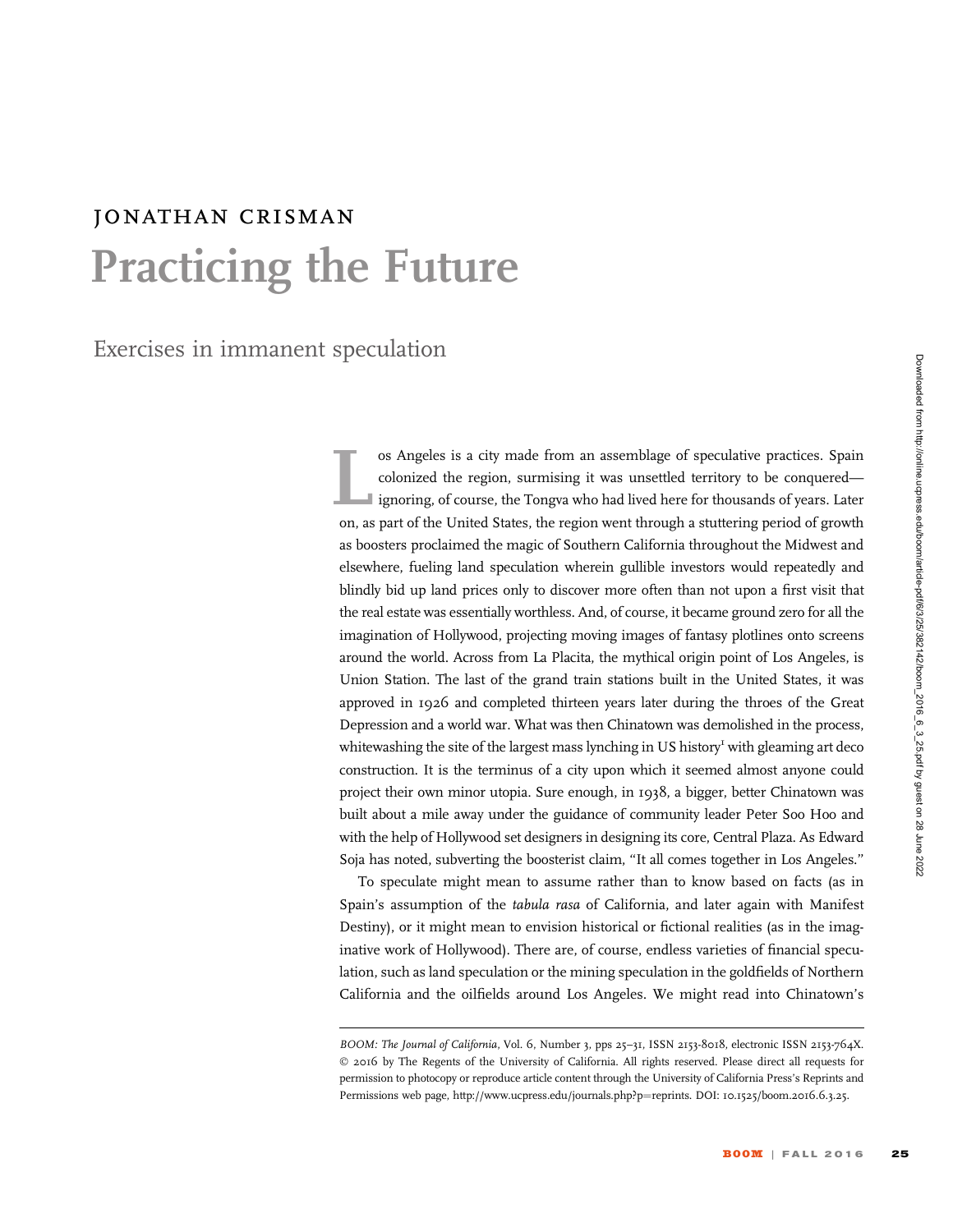JONATHAN CRISMAN

# Practicing the Future

## Exercises in immanent speculation

Los Angeles is a city made from an assemblage of speculative practices. Spain colonized the region, surmising it was unsettled territory to be conquered—ignoring, of course, the Tongva who had lived here for thousands of years. Later on, as part of the United States, the region went through a stuttering period of growth as boosters proclaimed the magic of Southern California throughout the Midwest and elsewhere, fueling land speculation wherein gullible investors would repeatedly and blindly bid up land prices only to discover more often than not upon a first visit that the real estate was essentially worthless. And, of course, it became ground zero for all the imagination of Hollywood, projecting moving images of fantasy plotlines onto screens around the world. Across from La Placita, the mythical origin point of Los Angeles, is Union Station. The last of the grand train stations built in the United States, it was approved in 1926 and completed thirteen years later during the throes of the Great Depression and a world war. What was then Chinatown was demolished in the process, whitewashing the site of the largest mass lynching in US history[1] with gleaming art deco construction. It is the terminus of a city upon which it seemed almost anyone could project their own minor utopia. Sure enough, in 1938, a bigger, better Chinatown was built about a mile away under the guidance of community leader Peter Soo Hoo and with the help of Hollywood set designers in designing its core, Central Plaza. As Edward Soja has noted, subverting the boosterist claim, "It all comes together in Los Angeles."

To speculate might mean to assume rather than to know based on facts (as in Spain's assumption of the *tabula rasa* of California, and later again with Manifest Destiny), or it might mean to envision historical or fictional realities (as in the imaginative work of Hollywood). There are, of course, endless varieties of financial speculation, such as land speculation or the mining speculation in the goldfields of Northern California and the oilfields around Los Angeles. We might read into Chinatown's

---

*BOOM: The Journal of California*, Vol. 6, Number 3, pps 25–31, ISSN 2153-8018, electronic ISSN 2153-764X. © 2016 by The Regents of the University of California. All rights reserved. Please direct all requests for permission to photocopy or reproduce article content through the University of California Press's Reprints and Permissions web page, http://www.ucpress.edu/journals.php?p=reprints. DOI: 10.1525/boom.2016.6.3.25.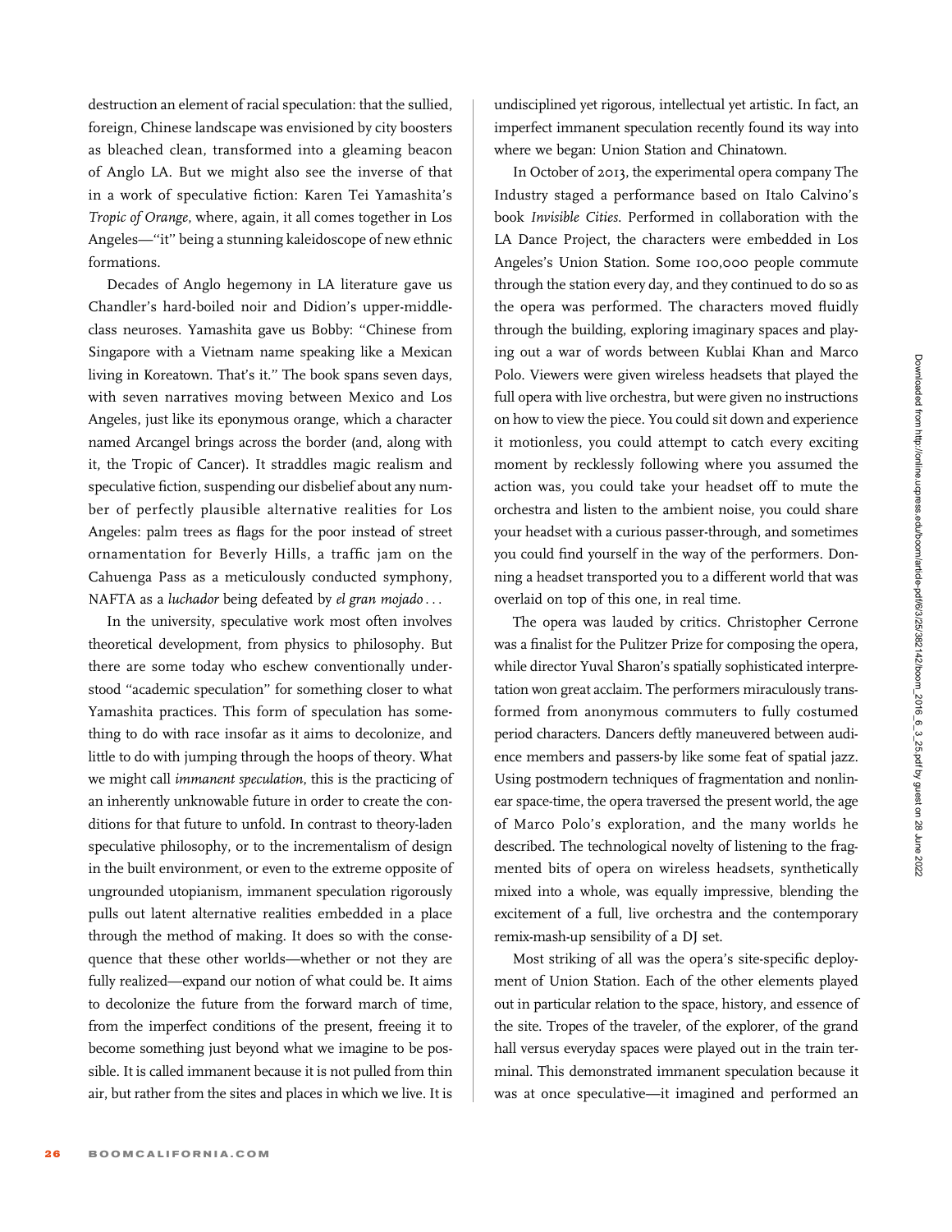destruction an element of racial speculation: that the sullied, foreign, Chinese landscape was envisioned by city boosters as bleached clean, transformed into a gleaming beacon of Anglo LA. But we might also see the inverse of that in a work of speculative fiction: Karen Tei Yamashita's *Tropic of Orange*, where, again, it all comes together in Los Angeles—"it" being a stunning kaleidoscope of new ethnic formations.

Decades of Anglo hegemony in LA literature gave us Chandler's hard-boiled noir and Didion's upper-middle-class neuroses. Yamashita gave us Bobby: "Chinese from Singapore with a Vietnam name speaking like a Mexican living in Koreatown. That's it." The book spans seven days, with seven narratives moving between Mexico and Los Angeles, just like its eponymous orange, which a character named Arcangel brings across the border (and, along with it, the Tropic of Cancer). It straddles magic realism and speculative fiction, suspending our disbelief about any number of perfectly plausible alternative realities for Los Angeles: palm trees as flags for the poor instead of street ornamentation for Beverly Hills, a traffic jam on the Cahuenga Pass as a meticulously conducted symphony, NAFTA as a *luchador* being defeated by *el gran mojado* . . .

In the university, speculative work most often involves theoretical development, from physics to philosophy. But there are some today who eschew conventionally understood "academic speculation" for something closer to what Yamashita practices. This form of speculation has something to do with race insofar as it aims to decolonize, and little to do with jumping through the hoops of theory. What we might call *immanent speculation*, this is the practicing of an inherently unknowable future in order to create the conditions for that future to unfold. In contrast to theory-laden speculative philosophy, or to the incrementalism of design in the built environment, or even to the extreme opposite of ungrounded utopianism, immanent speculation rigorously pulls out latent alternative realities embedded in a place through the method of making. It does so with the consequence that these other worlds—whether or not they are fully realized—expand our notion of what could be. It aims to decolonize the future from the forward march of time, from the imperfect conditions of the present, freeing it to become something just beyond what we imagine to be possible. It is called immanent because it is not pulled from thin air, but rather from the sites and places in which we live. It is undisciplined yet rigorous, intellectual yet artistic. In fact, an imperfect immanent speculation recently found its way into where we began: Union Station and Chinatown.

In October of 2013, the experimental opera company The Industry staged a performance based on Italo Calvino's book *Invisible Cities*. Performed in collaboration with the LA Dance Project, the characters were embedded in Los Angeles's Union Station. Some 100,000 people commute through the station every day, and they continued to do so as the opera was performed. The characters moved fluidly through the building, exploring imaginary spaces and playing out a war of words between Kublai Khan and Marco Polo. Viewers were given wireless headsets that played the full opera with live orchestra, but were given no instructions on how to view the piece. You could sit down and experience it motionless, you could attempt to catch every exciting moment by recklessly following where you assumed the action was, you could take your headset off to mute the orchestra and listen to the ambient noise, you could share your headset with a curious passer-through, and sometimes you could find yourself in the way of the performers. Donning a headset transported you to a different world that was overlaid on top of this one, in real time.

The opera was lauded by critics. Christopher Cerrone was a finalist for the Pulitzer Prize for composing the opera, while director Yuval Sharon's spatially sophisticated interpretation won great acclaim. The performers miraculously transformed from anonymous commuters to fully costumed period characters. Dancers deftly maneuvered between audience members and passers-by like some feat of spatial jazz. Using postmodern techniques of fragmentation and nonlinear space-time, the opera traversed the present world, the age of Marco Polo's exploration, and the many worlds he described. The technological novelty of listening to the fragmented bits of opera on wireless headsets, synthetically mixed into a whole, was equally impressive, blending the excitement of a full, live orchestra and the contemporary remix-mash-up sensibility of a DJ set.

Most striking of all was the opera's site-specific deployment of Union Station. Each of the other elements played out in particular relation to the space, history, and essence of the site. Tropes of the traveler, of the explorer, of the grand hall versus everyday spaces were played out in the train terminal. This demonstrated immanent speculation because it was at once speculative—it imagined and performed an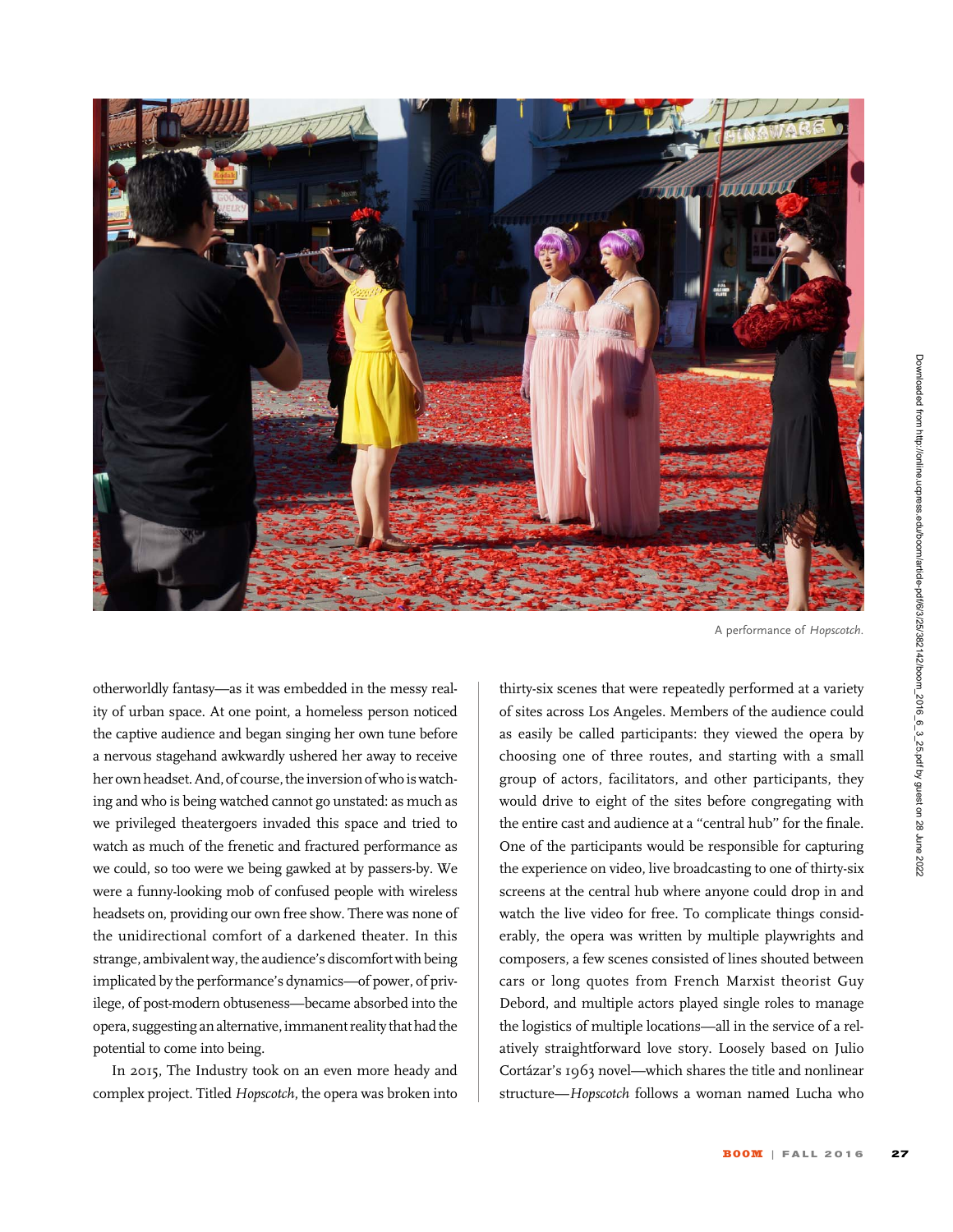A performance of *Hopscotch*.

otherworldly fantasy—as it was embedded in the messy reality of urban space. At one point, a homeless person noticed the captive audience and began singing her own tune before a nervous stagehand awkwardly ushered her away to receive her own headset. And, of course, the inversion of who is watching and who is being watched cannot go unstated: as much as we privileged theatergoers invaded this space and tried to watch as much of the frenetic and fractured performance as we could, so too were we being gawked at by passers-by. We were a funny-looking mob of confused people with wireless headsets on, providing our own free show. There was none of the unidirectional comfort of a darkened theater. In this strange, ambivalent way, the audience's discomfort with being implicated by the performance's dynamics—of power, of privilege, of post-modern obtuseness—became absorbed into the opera, suggesting an alternative, immanent reality that had the potential to come into being.

In 2015, The Industry took on an even more heady and complex project. Titled *Hopscotch*, the opera was broken into thirty-six scenes that were repeatedly performed at a variety of sites across Los Angeles. Members of the audience could as easily be called participants: they viewed the opera by choosing one of three routes, and starting with a small group of actors, facilitators, and other participants, they would drive to eight of the sites before congregating with the entire cast and audience at a "central hub" for the finale. One of the participants would be responsible for capturing the experience on video, live broadcasting to one of thirty-six screens at the central hub where anyone could drop in and watch the live video for free. To complicate things considerably, the opera was written by multiple playwrights and composers, a few scenes consisted of lines shouted between cars or long quotes from French Marxist theorist Guy Debord, and multiple actors played single roles to manage the logistics of multiple locations—all in the service of a relatively straightforward love story. Loosely based on Julio Cortázar's 1963 novel—which shares the title and nonlinear structure—*Hopscotch* follows a woman named Lucha who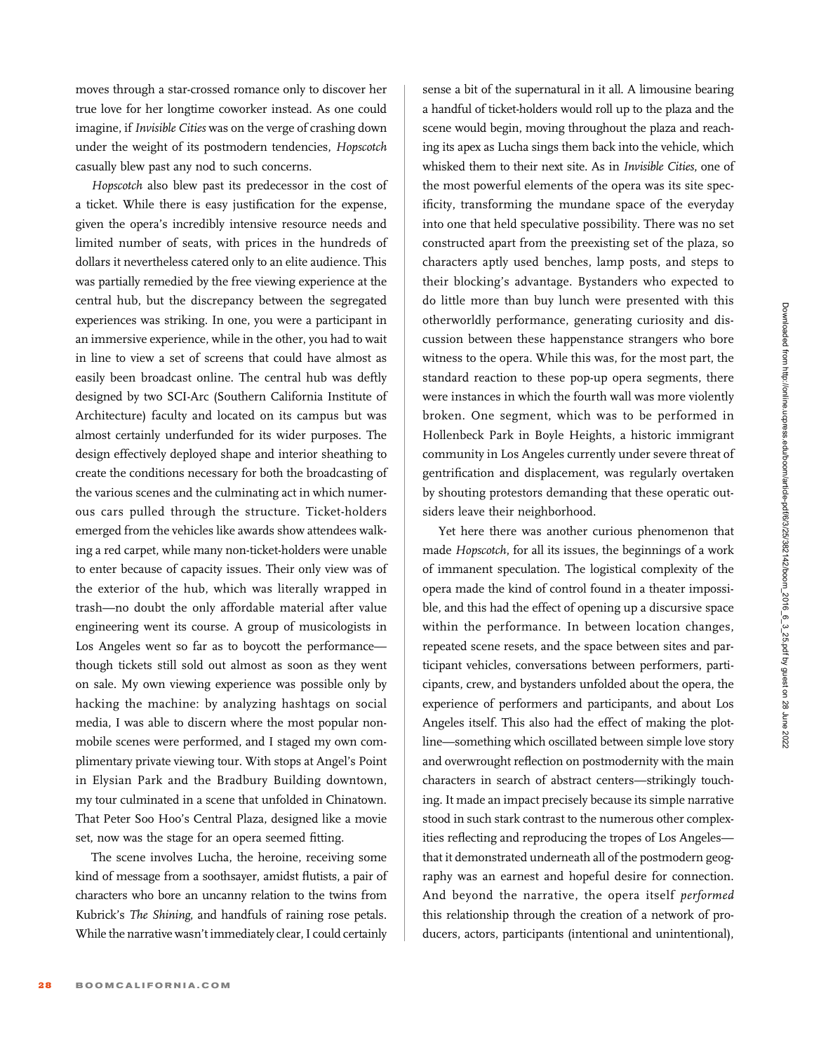moves through a star-crossed romance only to discover her true love for her longtime coworker instead. As one could imagine, if *Invisible Cities* was on the verge of crashing down under the weight of its postmodern tendencies, *Hopscotch* casually blew past any nod to such concerns.

*Hopscotch* also blew past its predecessor in the cost of a ticket. While there is easy justification for the expense, given the opera's incredibly intensive resource needs and limited number of seats, with prices in the hundreds of dollars it nevertheless catered only to an elite audience. This was partially remedied by the free viewing experience at the central hub, but the discrepancy between the segregated experiences was striking. In one, you were a participant in an immersive experience, while in the other, you had to wait in line to view a set of screens that could have almost as easily been broadcast online. The central hub was deftly designed by two SCI-Arc (Southern California Institute of Architecture) faculty and located on its campus but was almost certainly underfunded for its wider purposes. The design effectively deployed shape and interior sheathing to create the conditions necessary for both the broadcasting of the various scenes and the culminating act in which numerous cars pulled through the structure. Ticket-holders emerged from the vehicles like awards show attendees walking a red carpet, while many non-ticket-holders were unable to enter because of capacity issues. Their only view was of the exterior of the hub, which was literally wrapped in trash—no doubt the only affordable material after value engineering went its course. A group of musicologists in Los Angeles went so far as to boycott the performance—though tickets still sold out almost as soon as they went on sale. My own viewing experience was possible only by hacking the machine: by analyzing hashtags on social media, I was able to discern where the most popular non-mobile scenes were performed, and I staged my own complimentary private viewing tour. With stops at Angel's Point in Elysian Park and the Bradbury Building downtown, my tour culminated in a scene that unfolded in Chinatown. That Peter Soo Hoo's Central Plaza, designed like a movie set, now was the stage for an opera seemed fitting.

The scene involves Lucha, the heroine, receiving some kind of message from a soothsayer, amidst flutists, a pair of characters who bore an uncanny relation to the twins from Kubrick's *The Shining*, and handfuls of raining rose petals. While the narrative wasn't immediately clear, I could certainly sense a bit of the supernatural in it all. A limousine bearing a handful of ticket-holders would roll up to the plaza and the scene would begin, moving throughout the plaza and reaching its apex as Lucha sings them back into the vehicle, which whisked them to their next site. As in *Invisible Cities*, one of the most powerful elements of the opera was its site specificity, transforming the mundane space of the everyday into one that held speculative possibility. There was no set constructed apart from the preexisting set of the plaza, so characters aptly used benches, lamp posts, and steps to their blocking's advantage. Bystanders who expected to do little more than buy lunch were presented with this otherworldly performance, generating curiosity and discussion between these happenstance strangers who bore witness to the opera. While this was, for the most part, the standard reaction to these pop-up opera segments, there were instances in which the fourth wall was more violently broken. One segment, which was to be performed in Hollenbeck Park in Boyle Heights, a historic immigrant community in Los Angeles currently under severe threat of gentrification and displacement, was regularly overtaken by shouting protestors demanding that these operatic outsiders leave their neighborhood.

Yet here there was another curious phenomenon that made *Hopscotch*, for all its issues, the beginnings of a work of immanent speculation. The logistical complexity of the opera made the kind of control found in a theater impossible, and this had the effect of opening up a discursive space within the performance. In between location changes, repeated scene resets, and the space between sites and participant vehicles, conversations between performers, participants, crew, and bystanders unfolded about the opera, the experience of performers and participants, and about Los Angeles itself. This also had the effect of making the plotline—something which oscillated between simple love story and overwrought reflection on postmodernity with the main characters in search of abstract centers—strikingly touching. It made an impact precisely because its simple narrative stood in such stark contrast to the numerous other complexities reflecting and reproducing the tropes of Los Angeles—that it demonstrated underneath all of the postmodern geography was an earnest and hopeful desire for connection. And beyond the narrative, the opera itself *performed* this relationship through the creation of a network of producers, actors, participants (intentional and unintentional),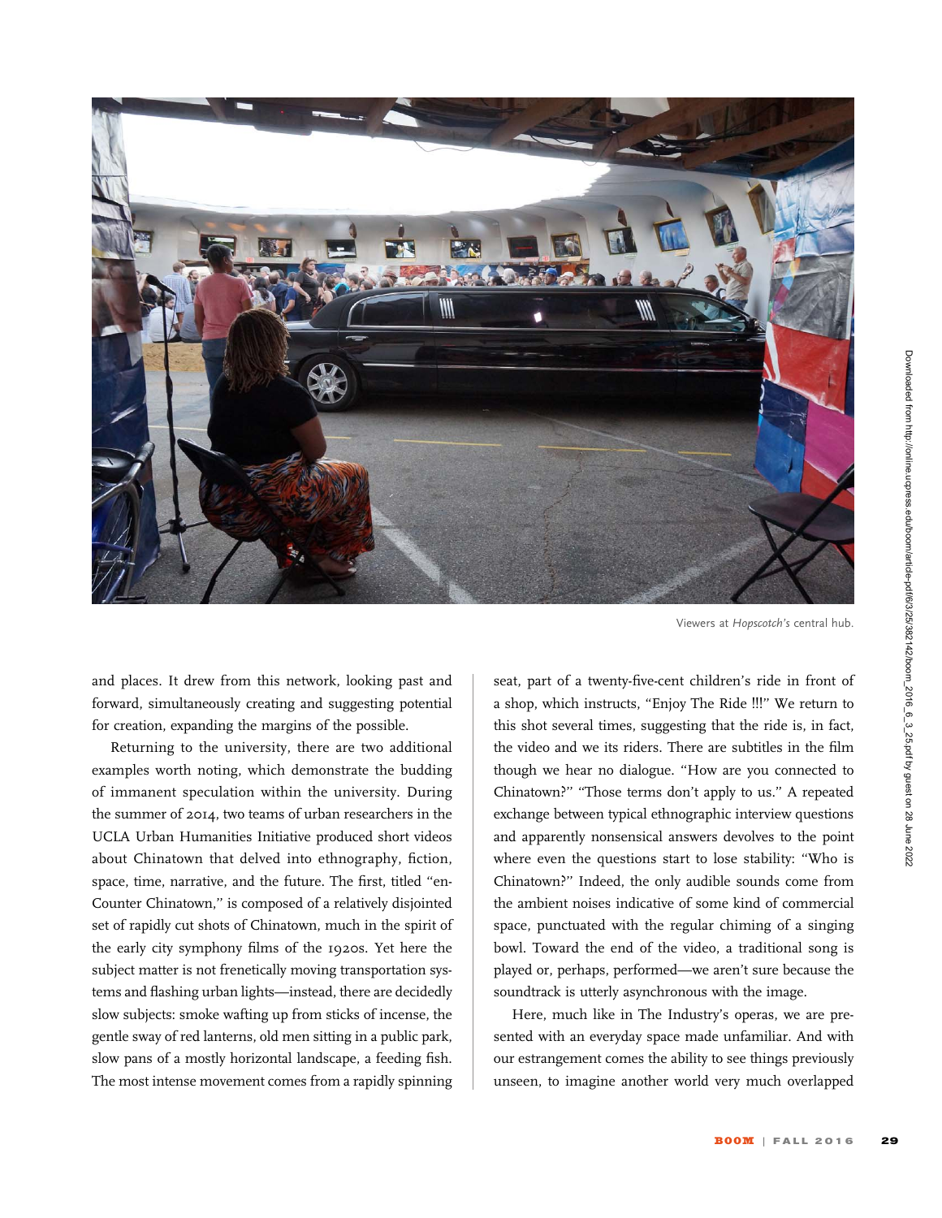Viewers at *Hopscotch's* central hub.

and places. It drew from this network, looking past and forward, simultaneously creating and suggesting potential for creation, expanding the margins of the possible.

Returning to the university, there are two additional examples worth noting, which demonstrate the budding of immanent speculation within the university. During the summer of 2014, two teams of urban researchers in the UCLA Urban Humanities Initiative produced short videos about Chinatown that delved into ethnography, fiction, space, time, narrative, and the future. The first, titled "en-Counter Chinatown," is composed of a relatively disjointed set of rapidly cut shots of Chinatown, much in the spirit of the early city symphony films of the 1920s. Yet here the subject matter is not frenetically moving transportation systems and flashing urban lights—instead, there are decidedly slow subjects: smoke wafting up from sticks of incense, the gentle sway of red lanterns, old men sitting in a public park, slow pans of a mostly horizontal landscape, a feeding fish. The most intense movement comes from a rapidly spinning seat, part of a twenty-five-cent children's ride in front of a shop, which instructs, "Enjoy The Ride !!!" We return to this shot several times, suggesting that the ride is, in fact, the video and we its riders. There are subtitles in the film though we hear no dialogue. "How are you connected to Chinatown?" "Those terms don't apply to us." A repeated exchange between typical ethnographic interview questions and apparently nonsensical answers devolves to the point where even the questions start to lose stability: "Who is Chinatown?" Indeed, the only audible sounds come from the ambient noises indicative of some kind of commercial space, punctuated with the regular chiming of a singing bowl. Toward the end of the video, a traditional song is played or, perhaps, performed—we aren't sure because the soundtrack is utterly asynchronous with the image.

Here, much like in The Industry's operas, we are presented with an everyday space made unfamiliar. And with our estrangement comes the ability to see things previously unseen, to imagine another world very much overlapped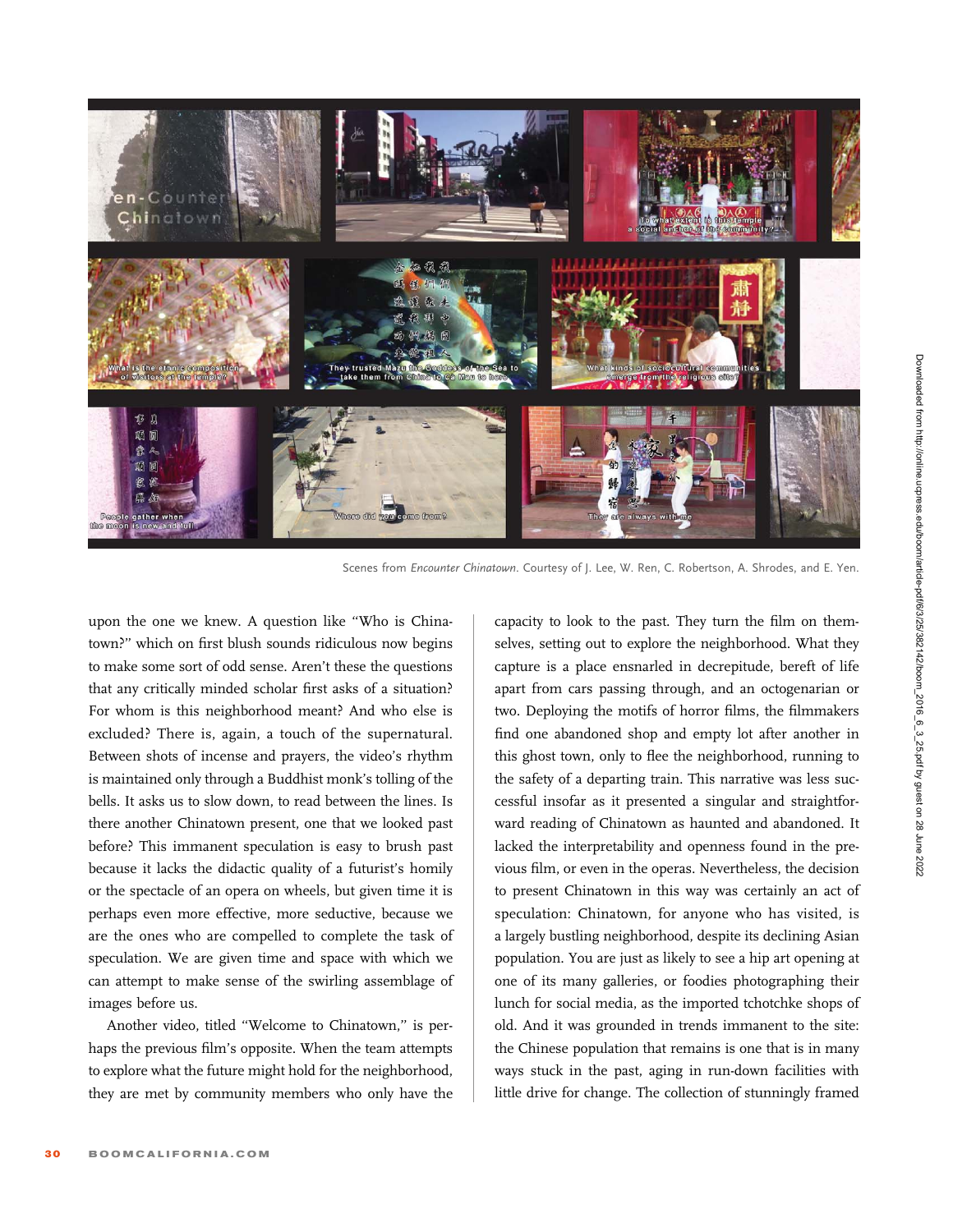Scenes from *Encounter Chinatown*. Courtesy of J. Lee, W. Ren, C. Robertson, A. Shrodes, and E. Yen.

upon the one we knew. A question like "Who is Chinatown?" which on first blush sounds ridiculous now begins to make some sort of odd sense. Aren't these the questions that any critically minded scholar first asks of a situation? For whom is this neighborhood meant? And who else is excluded? There is, again, a touch of the supernatural. Between shots of incense and prayers, the video's rhythm is maintained only through a Buddhist monk's tolling of the bells. It asks us to slow down, to read between the lines. Is there another Chinatown present, one that we looked past before? This immanent speculation is easy to brush past because it lacks the didactic quality of a futurist's homily or the spectacle of an opera on wheels, but given time it is perhaps even more effective, more seductive, because we are the ones who are compelled to complete the task of speculation. We are given time and space with which we can attempt to make sense of the swirling assemblage of images before us.

Another video, titled "Welcome to Chinatown," is perhaps the previous film's opposite. When the team attempts to explore what the future might hold for the neighborhood, they are met by community members who only have the capacity to look to the past. They turn the film on themselves, setting out to explore the neighborhood. What they capture is a place ensnarled in decrepitude, bereft of life apart from cars passing through, and an octogenarian or two. Deploying the motifs of horror films, the filmmakers find one abandoned shop and empty lot after another in this ghost town, only to flee the neighborhood, running to the safety of a departing train. This narrative was less successful insofar as it presented a singular and straightforward reading of Chinatown as haunted and abandoned. It lacked the interpretability and openness found in the previous film, or even in the operas. Nevertheless, the decision to present Chinatown in this way was certainly an act of speculation: Chinatown, for anyone who has visited, is a largely bustling neighborhood, despite its declining Asian population. You are just as likely to see a hip art opening at one of its many galleries, or foodies photographing their lunch for social media, as the imported tchotchke shops of old. And it was grounded in trends immanent to the site: the Chinese population that remains is one that is in many ways stuck in the past, aging in run-down facilities with little drive for change. The collection of stunningly framed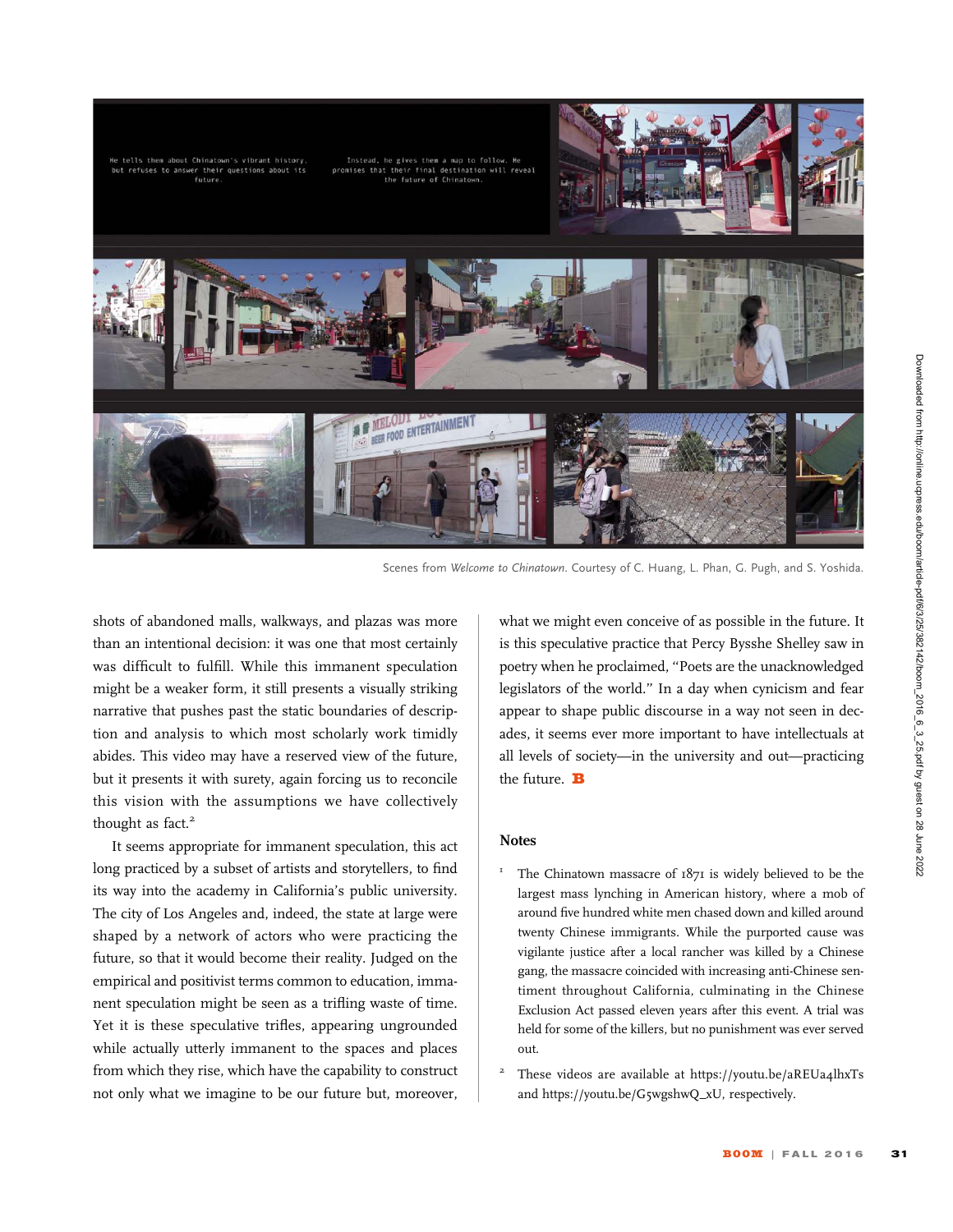Scenes from *Welcome to Chinatown*. Courtesy of C. Huang, L. Phan, G. Pugh, and S. Yoshida.

shots of abandoned malls, walkways, and plazas was more than an intentional decision: it was one that most certainly was difficult to fulfill. While this immanent speculation might be a weaker form, it still presents a visually striking narrative that pushes past the static boundaries of description and analysis to which most scholarly work timidly abides. This video may have a reserved view of the future, but it presents it with surety, again forcing us to reconcile this vision with the assumptions we have collectively thought as fact.[2]

It seems appropriate for immanent speculation, this act long practiced by a subset of artists and storytellers, to find its way into the academy in California's public university. The city of Los Angeles and, indeed, the state at large were shaped by a network of actors who were practicing the future, so that it would become their reality. Judged on the empirical and positivist terms common to education, immanent speculation might be seen as a trifling waste of time. Yet it is these speculative trifles, appearing ungrounded while actually utterly immanent to the spaces and places from which they rise, which have the capability to construct not only what we imagine to be our future but, moreover, what we might even conceive of as possible in the future. It is this speculative practice that Percy Bysshe Shelley saw in poetry when he proclaimed, "Poets are the unacknowledged legislators of the world." In a day when cynicism and fear appear to shape public discourse in a way not seen in decades, it seems ever more important to have intellectuals at all levels of society—in the university and out—practicing the future. **B**

## Notes

1. The Chinatown massacre of 1871 is widely believed to be the largest mass lynching in American history, where a mob of around five hundred white men chased down and killed around twenty Chinese immigrants. While the purported cause was vigilante justice after a local rancher was killed by a Chinese gang, the massacre coincided with increasing anti-Chinese sentiment throughout California, culminating in the Chinese Exclusion Act passed eleven years after this event. A trial was held for some of the killers, but no punishment was ever served out.

2. These videos are available at https://youtu.be/aREUa4lhxTs and https://youtu.be/G5wgshwQ_xU, respectively.